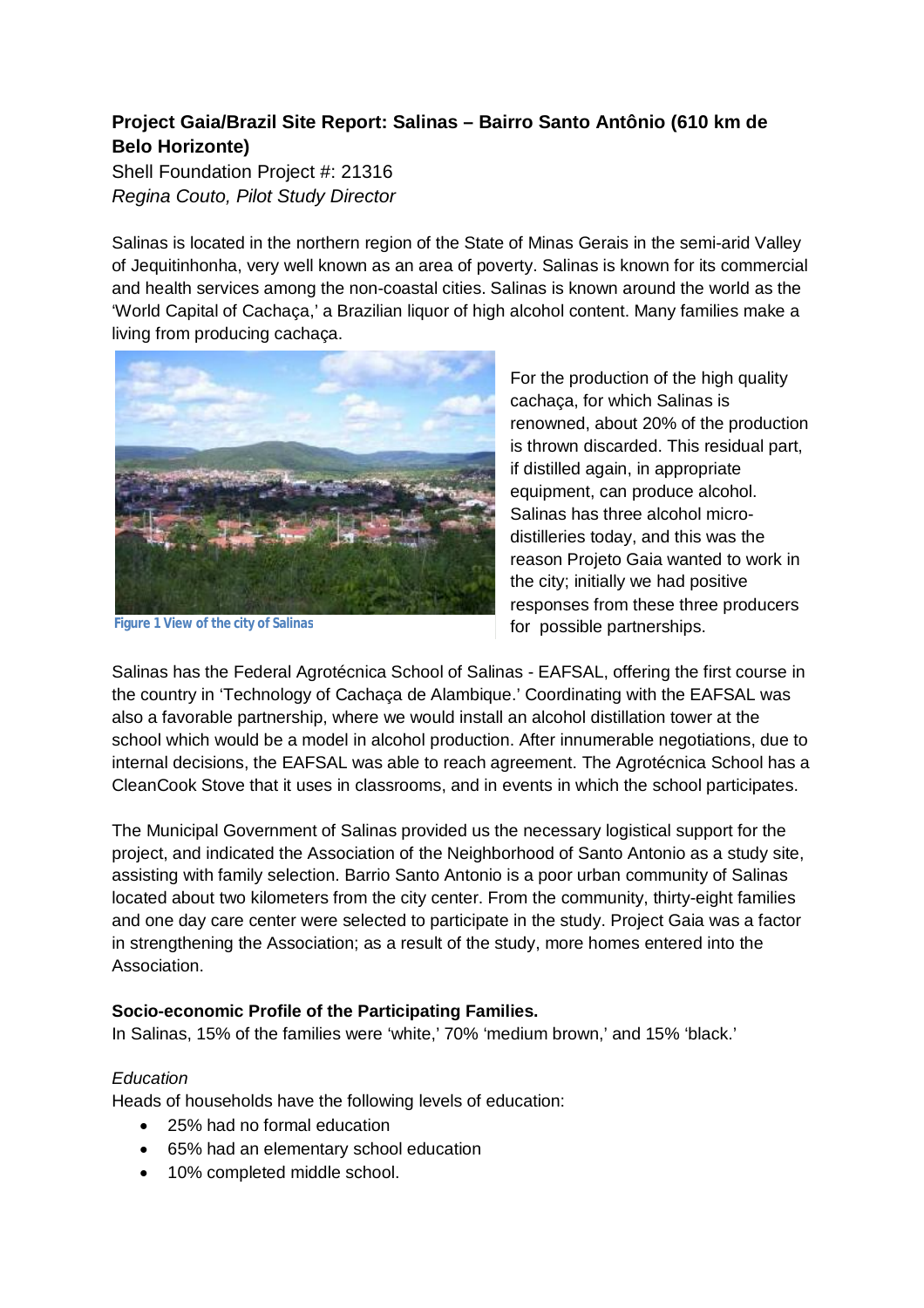**Project Gaia/Brazil Site Report: Salinas – Bairro Santo Antônio (610 km de Belo Horizonte)**

Shell Foundation Project #: 21316

*Regina Couto, Pilot Study Director*

Salinas is located in the northern region of the State of Minas Gerais in the semi-arid Valley of Jequitinhonha, very well known as an area of poverty. Salinas is known for its commercial and health services among the non-coastal cities. Salinas is known around the world as the 'World Capital of Cachaça,' a Brazilian liquor of high alcohol content. Many families make a living from producing cachaça.

Figure 1 View of the city of Salinas

For the production of the high quality cachaça, for which Salinas is renowned, about 20% of the production is thrown discarded. This residual part, if distilled again, in appropriate equipment, can produce alcohol. Salinas has three alcohol micro-distilleries today, and this was the reason Projeto Gaia wanted to work in the city; initially we had positive responses from these three producers for possible partnerships.

Salinas has the Federal Agrotécnica School of Salinas - EAFSAL, offering the first course in the country in 'Technology of Cachaça de Alambique.' Coordinating with the EAFSAL was also a favorable partnership, where we would install an alcohol distillation tower at the school which would be a model in alcohol production. After innumerable negotiations, due to internal decisions, the EAFSAL was able to reach agreement. The Agrotécnica School has a CleanCook Stove that it uses in classrooms, and in events in which the school participates.

The Municipal Government of Salinas provided us the necessary logistical support for the project, and indicated the Association of the Neighborhood of Santo Antonio as a study site, assisting with family selection. Barrio Santo Antonio is a poor urban community of Salinas located about two kilometers from the city center. From the community, thirty-eight families and one day care center were selected to participate in the study. Project Gaia was a factor in strengthening the Association; as a result of the study, more homes entered into the Association.

**Socio-economic Profile of the Participating Families.**

In Salinas, 15% of the families were 'white,' 70% 'medium brown,' and 15% 'black.'

*Education*

Heads of households have the following levels of education:

- 25% had no formal education
- 65% had an elementary school education
- 10% completed middle school.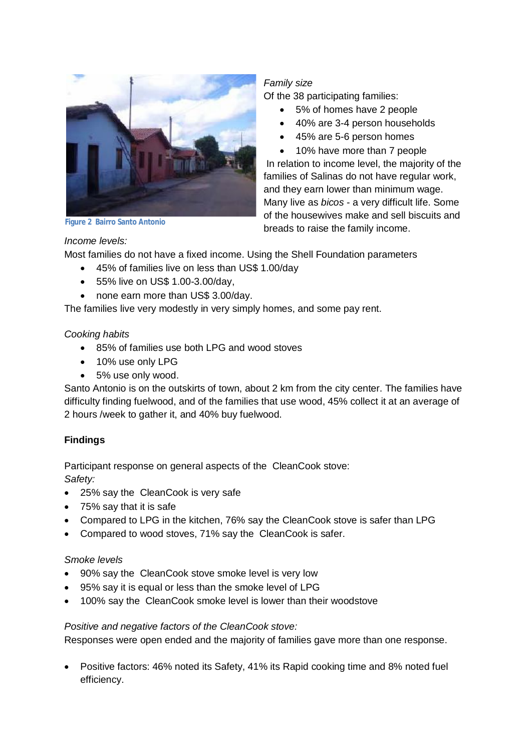Figure 2 Bairro Santo Antonio

*Family size*

Of the 38 participating families:

- 5% of homes have 2 people
- 40% are 3-4 person households
- 45% are 5-6 person homes
- 10% have more than 7 people

In relation to income level, the majority of the families of Salinas do not have regular work, and they earn lower than minimum wage. Many live as *bicos* - a very difficult life. Some of the housewives make and sell biscuits and breads to raise the family income.

*Income levels:*

Most families do not have a fixed income. Using the Shell Foundation parameters

- 45% of families live on less than US$ 1.00/day
- 55% live on US$ 1.00-3.00/day,
- none earn more than US$ 3.00/day.

The families live very modestly in very simply homes, and some pay rent.

*Cooking habits*

- 85% of families use both LPG and wood stoves
- 10% use only LPG
- 5% use only wood.

Santo Antonio is on the outskirts of town, about 2 km from the city center. The families have difficulty finding fuelwood, and of the families that use wood, 45% collect it at an average of 2 hours /week to gather it, and 40% buy fuelwood.

**Findings**

Participant response on general aspects of the CleanCook stove:

*Safety:*

- 25% say the CleanCook is very safe
- 75% say that it is safe
- Compared to LPG in the kitchen, 76% say the CleanCook stove is safer than LPG
- Compared to wood stoves, 71% say the CleanCook is safer.

*Smoke levels*

- 90% say the CleanCook stove smoke level is very low
- 95% say it is equal or less than the smoke level of LPG
- 100% say the CleanCook smoke level is lower than their woodstove

*Positive and negative factors of the CleanCook stove:*

Responses were open ended and the majority of families gave more than one response.

- Positive factors: 46% noted its Safety, 41% its Rapid cooking time and 8% noted fuel efficiency.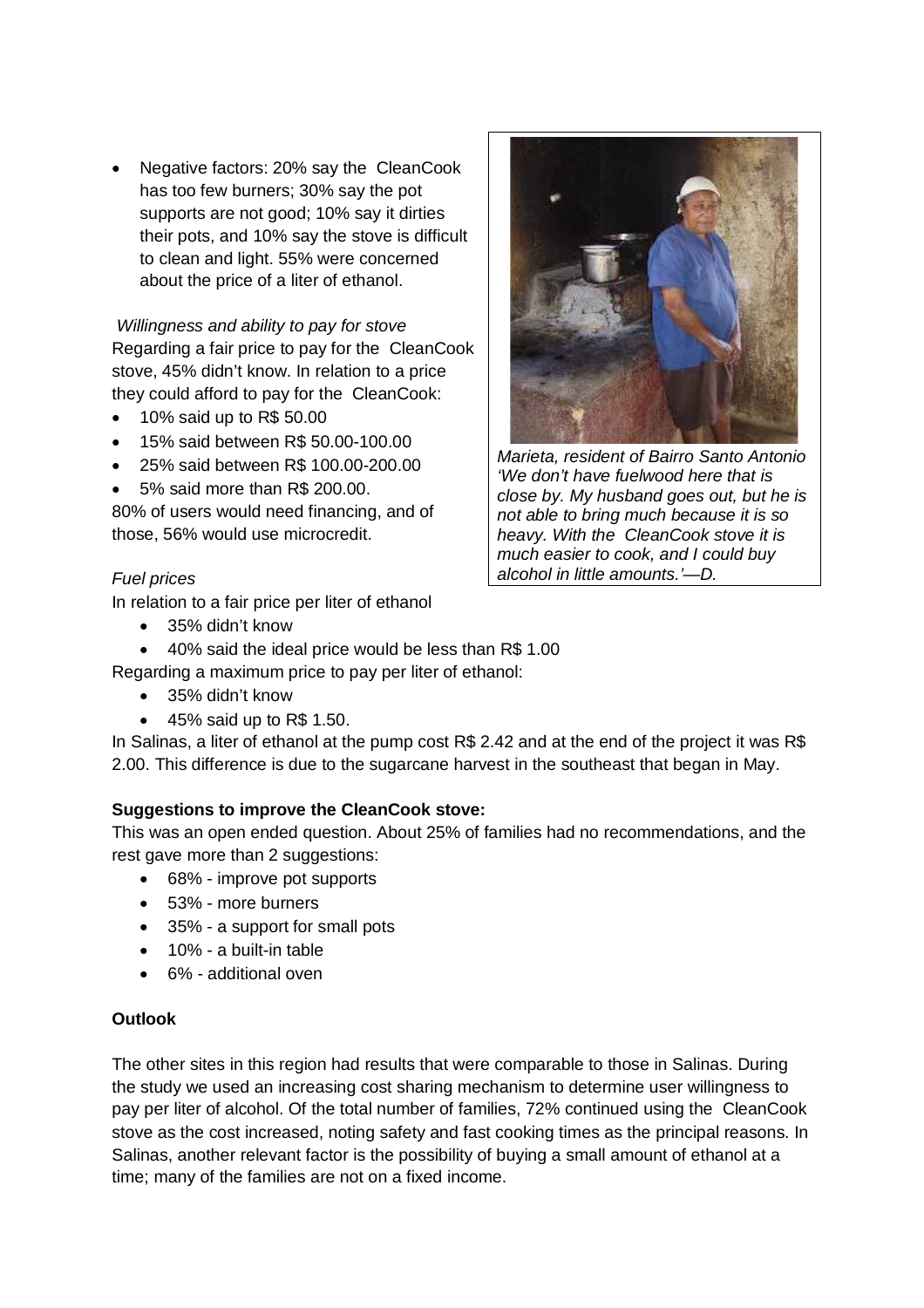- Negative factors: 20% say the CleanCook has too few burners; 30% say the pot supports are not good; 10% say it dirties their pots, and 10% say the stove is difficult to clean and light. 55% were concerned about the price of a liter of ethanol.

*Willingness and ability to pay for stove*

Regarding a fair price to pay for the CleanCook stove, 45% didn't know. In relation to a price they could afford to pay for the CleanCook:

- 10% said up to R$ 50.00
- 15% said between R$ 50.00-100.00
- 25% said between R$ 100.00-200.00
- 5% said more than R$ 200.00.

80% of users would need financing, and of those, 56% would use microcredit.

*Marieta, resident of Bairro Santo Antonio 'We don't have fuelwood here that is close by. My husband goes out, but he is not able to bring much because it is so heavy. With the CleanCook stove it is much easier to cook, and I could buy alcohol in little amounts.'—D.*

*Fuel prices*

In relation to a fair price per liter of ethanol

- 35% didn't know
- 40% said the ideal price would be less than R$ 1.00

Regarding a maximum price to pay per liter of ethanol:

- 35% didn't know
- 45% said up to R$ 1.50.

In Salinas, a liter of ethanol at the pump cost R$ 2.42 and at the end of the project it was R$ 2.00. This difference is due to the sugarcane harvest in the southeast that began in May.

**Suggestions to improve the CleanCook stove:**

This was an open ended question. About 25% of families had no recommendations, and the rest gave more than 2 suggestions:

- 68% - improve pot supports
- 53% - more burners
- 35% - a support for small pots
- 10% - a built-in table
- 6% - additional oven

**Outlook**

The other sites in this region had results that were comparable to those in Salinas. During the study we used an increasing cost sharing mechanism to determine user willingness to pay per liter of alcohol. Of the total number of families, 72% continued using the CleanCook stove as the cost increased, noting safety and fast cooking times as the principal reasons. In Salinas, another relevant factor is the possibility of buying a small amount of ethanol at a time; many of the families are not on a fixed income.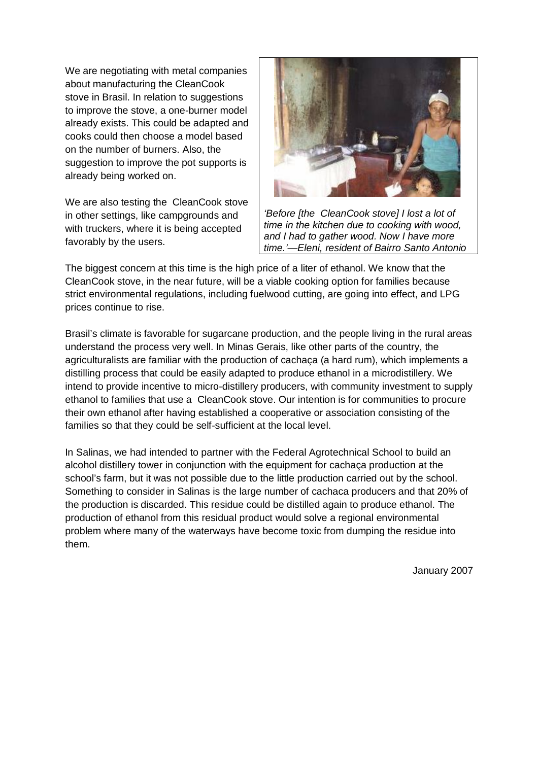We are negotiating with metal companies about manufacturing the CleanCook stove in Brasil. In relation to suggestions to improve the stove, a one-burner model already exists. This could be adapted and cooks could then choose a model based on the number of burners. Also, the suggestion to improve the pot supports is already being worked on.

We are also testing the CleanCook stove in other settings, like campgrounds and with truckers, where it is being accepted favorably by the users.

*'Before [the CleanCook stove] I lost a lot of time in the kitchen due to cooking with wood, and I had to gather wood. Now I have more time.'—Eleni, resident of Bairro Santo Antonio*

The biggest concern at this time is the high price of a liter of ethanol. We know that the CleanCook stove, in the near future, will be a viable cooking option for families because strict environmental regulations, including fuelwood cutting, are going into effect, and LPG prices continue to rise.

Brasil's climate is favorable for sugarcane production, and the people living in the rural areas understand the process very well. In Minas Gerais, like other parts of the country, the agriculturalists are familiar with the production of cachaça (a hard rum), which implements a distilling process that could be easily adapted to produce ethanol in a microdistillery. We intend to provide incentive to micro-distillery producers, with community investment to supply ethanol to families that use a CleanCook stove. Our intention is for communities to procure their own ethanol after having established a cooperative or association consisting of the families so that they could be self-sufficient at the local level.

In Salinas, we had intended to partner with the Federal Agrotechnical School to build an alcohol distillery tower in conjunction with the equipment for cachaça production at the school's farm, but it was not possible due to the little production carried out by the school. Something to consider in Salinas is the large number of cachaca producers and that 20% of the production is discarded. This residue could be distilled again to produce ethanol. The production of ethanol from this residual product would solve a regional environmental problem where many of the waterways have become toxic from dumping the residue into them.

January 2007